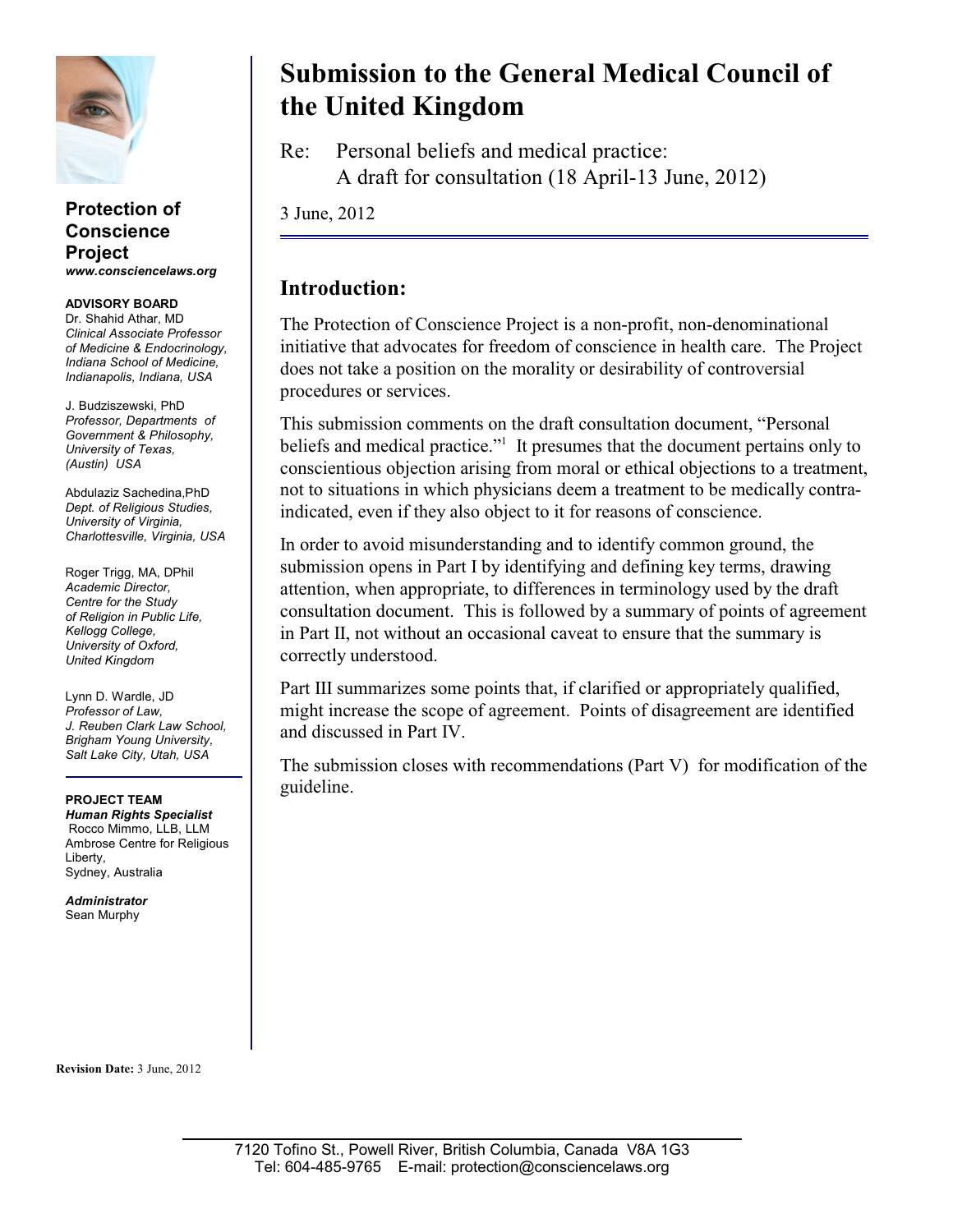# Submission to the General Medical Council of the United Kingdom

Re: Personal beliefs and medical practice: A draft for consultation (18 April-13 June, 2012)

3 June, 2012

**Protection of Conscience Project**
***www.consciencelaws.org***

**ADVISORY BOARD**

Dr. Shahid Athar, MD
*Clinical Associate Professor of Medicine & Endocrinology, Indiana School of Medicine, Indianapolis, Indiana, USA*

J. Budziszewski, PhD
*Professor, Departments of Government & Philosophy, University of Texas, (Austin) USA*

Abdulaziz Sachedina, PhD
*Dept. of Religious Studies, University of Virginia, Charlottesville, Virginia, USA*

Roger Trigg, MA, DPhil
*Academic Director, Centre for the Study of Religion in Public Life, Kellogg College, University of Oxford, United Kingdom*

Lynn D. Wardle, JD
*Professor of Law, J. Reuben Clark Law School, Brigham Young University, Salt Lake City, Utah, USA*

**PROJECT TEAM**

***Human Rights Specialist***
Rocco Mimmo, LLB, LLM
Ambrose Centre for Religious Liberty, Sydney, Australia

***Administrator***
Sean Murphy

**Revision Date:** 3 June, 2012

## Introduction:

The Protection of Conscience Project is a non-profit, non-denominational initiative that advocates for freedom of conscience in health care. The Project does not take a position on the morality or desirability of controversial procedures or services.

This submission comments on the draft consultation document, "Personal beliefs and medical practice."[1] It presumes that the document pertains only to conscientious objection arising from moral or ethical objections to a treatment, not to situations in which physicians deem a treatment to be medically contra-indicated, even if they also object to it for reasons of conscience.

In order to avoid misunderstanding and to identify common ground, the submission opens in Part I by identifying and defining key terms, drawing attention, when appropriate, to differences in terminology used by the draft consultation document. This is followed by a summary of points of agreement in Part II, not without an occasional caveat to ensure that the summary is correctly understood.

Part III summarizes some points that, if clarified or appropriately qualified, might increase the scope of agreement. Points of disagreement are identified and discussed in Part IV.

The submission closes with recommendations (Part V) for modification of the guideline.

7120 Tofino St., Powell River, British Columbia, Canada V8A 1G3
Tel: 604-485-9765 E-mail: protection@consciencelaws.org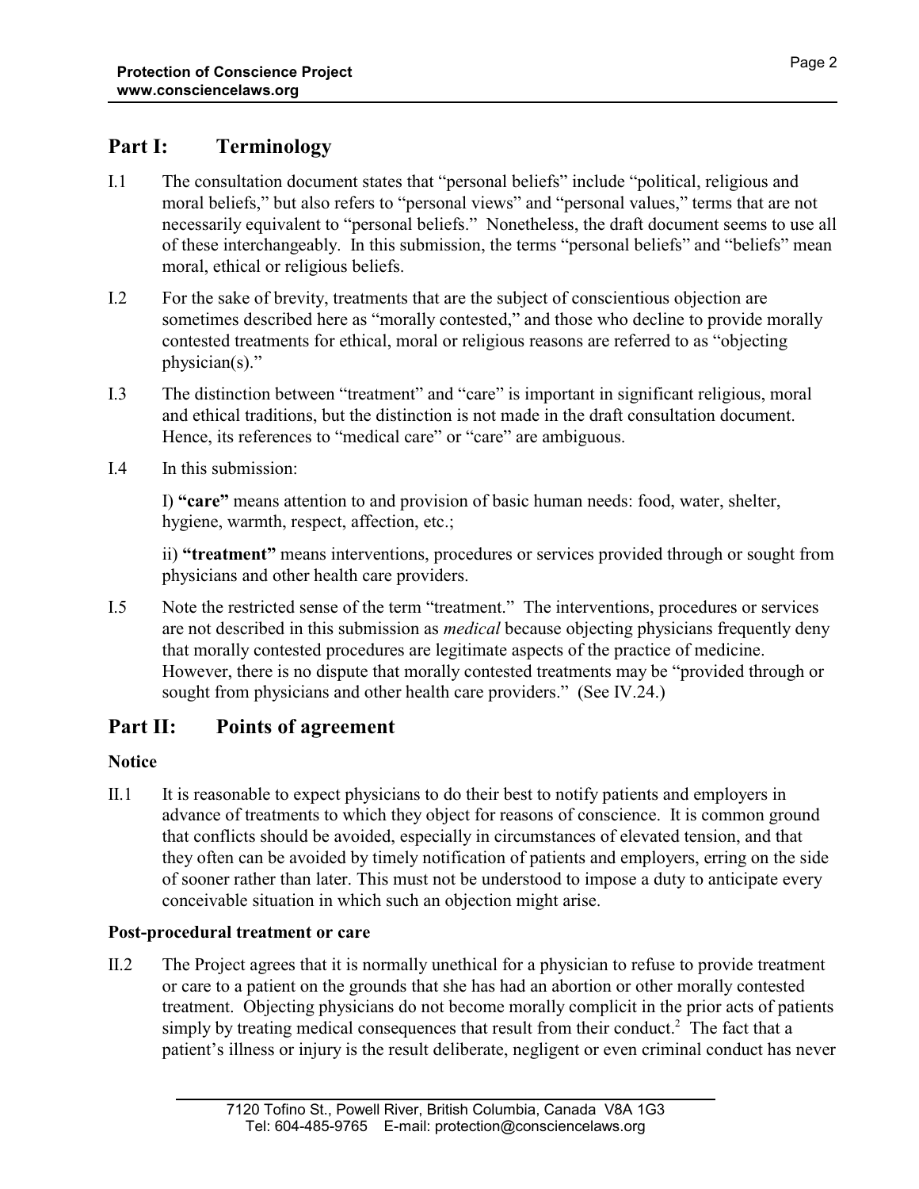## Part I: Terminology

I.1 The consultation document states that "personal beliefs" include "political, religious and moral beliefs," but also refers to "personal views" and "personal values," terms that are not necessarily equivalent to "personal beliefs." Nonetheless, the draft document seems to use all of these interchangeably. In this submission, the terms "personal beliefs" and "beliefs" mean moral, ethical or religious beliefs.

I.2 For the sake of brevity, treatments that are the subject of conscientious objection are sometimes described here as "morally contested," and those who decline to provide morally contested treatments for ethical, moral or religious reasons are referred to as "objecting physician(s)."

I.3 The distinction between "treatment" and "care" is important in significant religious, moral and ethical traditions, but the distinction is not made in the draft consultation document. Hence, its references to "medical care" or "care" are ambiguous.

I.4 In this submission:

I) **"care"** means attention to and provision of basic human needs: food, water, shelter, hygiene, warmth, respect, affection, etc.;

ii) **"treatment"** means interventions, procedures or services provided through or sought from physicians and other health care providers.

I.5 Note the restricted sense of the term "treatment." The interventions, procedures or services are not described in this submission as *medical* because objecting physicians frequently deny that morally contested procedures are legitimate aspects of the practice of medicine. However, there is no dispute that morally contested treatments may be "provided through or sought from physicians and other health care providers." (See IV.24.)

## Part II: Points of agreement

### Notice

II.1 It is reasonable to expect physicians to do their best to notify patients and employers in advance of treatments to which they object for reasons of conscience. It is common ground that conflicts should be avoided, especially in circumstances of elevated tension, and that they often can be avoided by timely notification of patients and employers, erring on the side of sooner rather than later. This must not be understood to impose a duty to anticipate every conceivable situation in which such an objection might arise.

### Post-procedural treatment or care

II.2 The Project agrees that it is normally unethical for a physician to refuse to provide treatment or care to a patient on the grounds that she has had an abortion or other morally contested treatment. Objecting physicians do not become morally complicit in the prior acts of patients simply by treating medical consequences that result from their conduct.[2] The fact that a patient's illness or injury is the result deliberate, negligent or even criminal conduct has never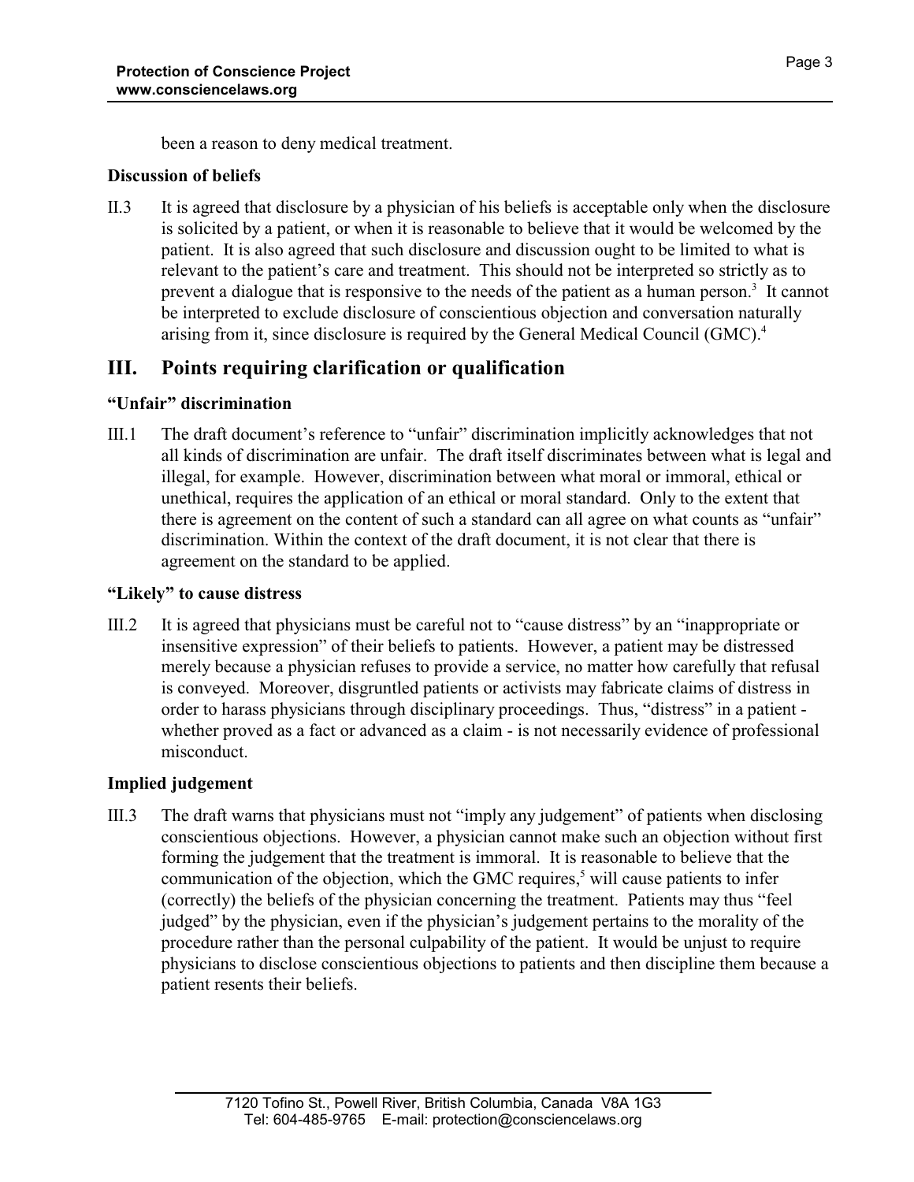been a reason to deny medical treatment.

**Discussion of beliefs**

II.3 It is agreed that disclosure by a physician of his beliefs is acceptable only when the disclosure is solicited by a patient, or when it is reasonable to believe that it would be welcomed by the patient. It is also agreed that such disclosure and discussion ought to be limited to what is relevant to the patient's care and treatment. This should not be interpreted so strictly as to prevent a dialogue that is responsive to the needs of the patient as a human person.[3] It cannot be interpreted to exclude disclosure of conscientious objection and conversation naturally arising from it, since disclosure is required by the General Medical Council (GMC).[4]

## III. Points requiring clarification or qualification

**"Unfair" discrimination**

III.1 The draft document's reference to "unfair" discrimination implicitly acknowledges that not all kinds of discrimination are unfair. The draft itself discriminates between what is legal and illegal, for example. However, discrimination between what moral or immoral, ethical or unethical, requires the application of an ethical or moral standard. Only to the extent that there is agreement on the content of such a standard can all agree on what counts as "unfair" discrimination. Within the context of the draft document, it is not clear that there is agreement on the standard to be applied.

**"Likely" to cause distress**

III.2 It is agreed that physicians must be careful not to "cause distress" by an "inappropriate or insensitive expression" of their beliefs to patients. However, a patient may be distressed merely because a physician refuses to provide a service, no matter how carefully that refusal is conveyed. Moreover, disgruntled patients or activists may fabricate claims of distress in order to harass physicians through disciplinary proceedings. Thus, "distress" in a patient - whether proved as a fact or advanced as a claim - is not necessarily evidence of professional misconduct.

**Implied judgement**

III.3 The draft warns that physicians must not "imply any judgement" of patients when disclosing conscientious objections. However, a physician cannot make such an objection without first forming the judgement that the treatment is immoral. It is reasonable to believe that the communication of the objection, which the GMC requires,[5] will cause patients to infer (correctly) the beliefs of the physician concerning the treatment. Patients may thus "feel judged" by the physician, even if the physician's judgement pertains to the morality of the procedure rather than the personal culpability of the patient. It would be unjust to require physicians to disclose conscientious objections to patients and then discipline them because a patient resents their beliefs.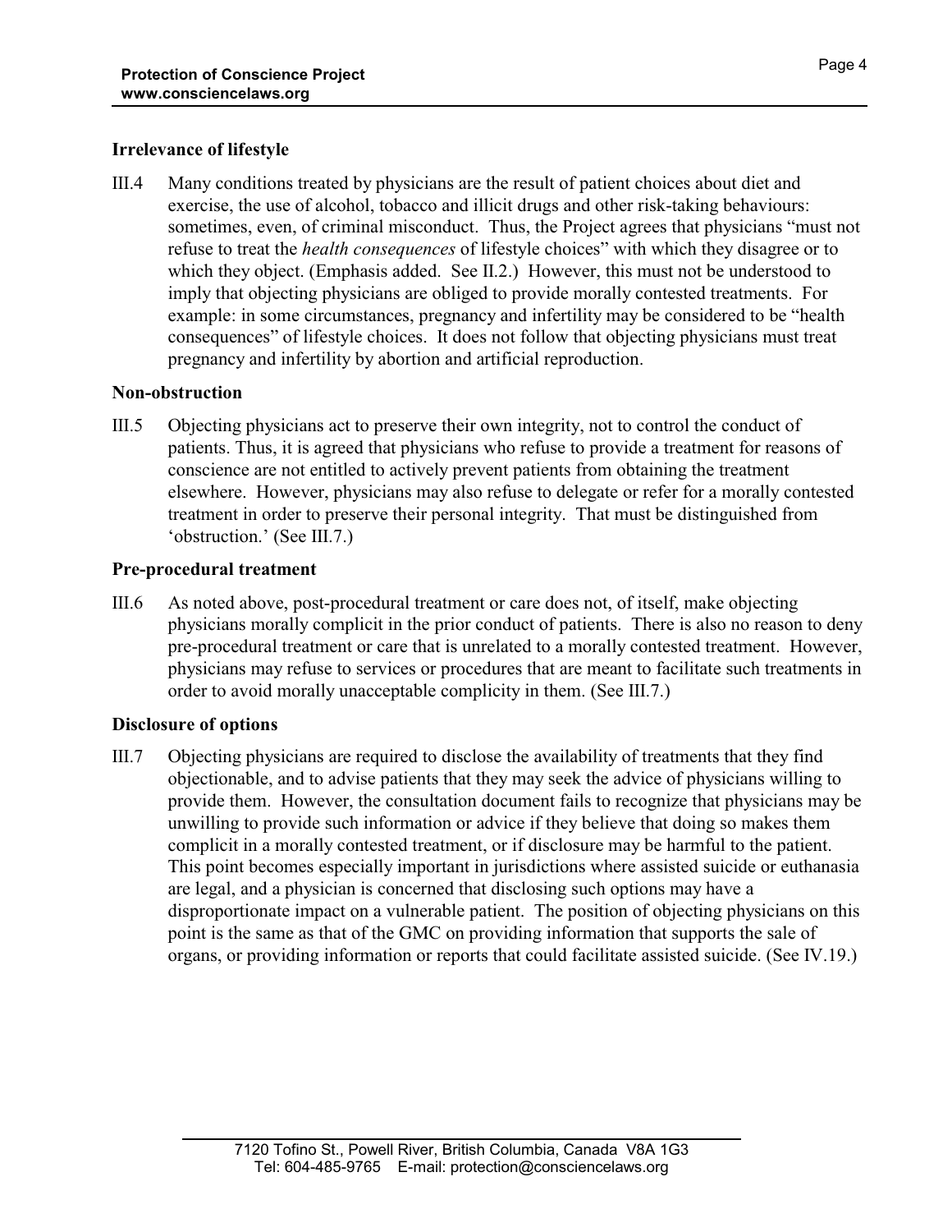### Irrelevance of lifestyle

III.4 Many conditions treated by physicians are the result of patient choices about diet and exercise, the use of alcohol, tobacco and illicit drugs and other risk-taking behaviours: sometimes, even, of criminal misconduct. Thus, the Project agrees that physicians "must not refuse to treat the *health consequences* of lifestyle choices" with which they disagree or to which they object. (Emphasis added. See II.2.) However, this must not be understood to imply that objecting physicians are obliged to provide morally contested treatments. For example: in some circumstances, pregnancy and infertility may be considered to be "health consequences" of lifestyle choices. It does not follow that objecting physicians must treat pregnancy and infertility by abortion and artificial reproduction.

### Non-obstruction

III.5 Objecting physicians act to preserve their own integrity, not to control the conduct of patients. Thus, it is agreed that physicians who refuse to provide a treatment for reasons of conscience are not entitled to actively prevent patients from obtaining the treatment elsewhere. However, physicians may also refuse to delegate or refer for a morally contested treatment in order to preserve their personal integrity. That must be distinguished from 'obstruction.' (See III.7.)

### Pre-procedural treatment

III.6 As noted above, post-procedural treatment or care does not, of itself, make objecting physicians morally complicit in the prior conduct of patients. There is also no reason to deny pre-procedural treatment or care that is unrelated to a morally contested treatment. However, physicians may refuse to services or procedures that are meant to facilitate such treatments in order to avoid morally unacceptable complicity in them. (See III.7.)

### Disclosure of options

III.7 Objecting physicians are required to disclose the availability of treatments that they find objectionable, and to advise patients that they may seek the advice of physicians willing to provide them. However, the consultation document fails to recognize that physicians may be unwilling to provide such information or advice if they believe that doing so makes them complicit in a morally contested treatment, or if disclosure may be harmful to the patient. This point becomes especially important in jurisdictions where assisted suicide or euthanasia are legal, and a physician is concerned that disclosing such options may have a disproportionate impact on a vulnerable patient. The position of objecting physicians on this point is the same as that of the GMC on providing information that supports the sale of organs, or providing information or reports that could facilitate assisted suicide. (See IV.19.)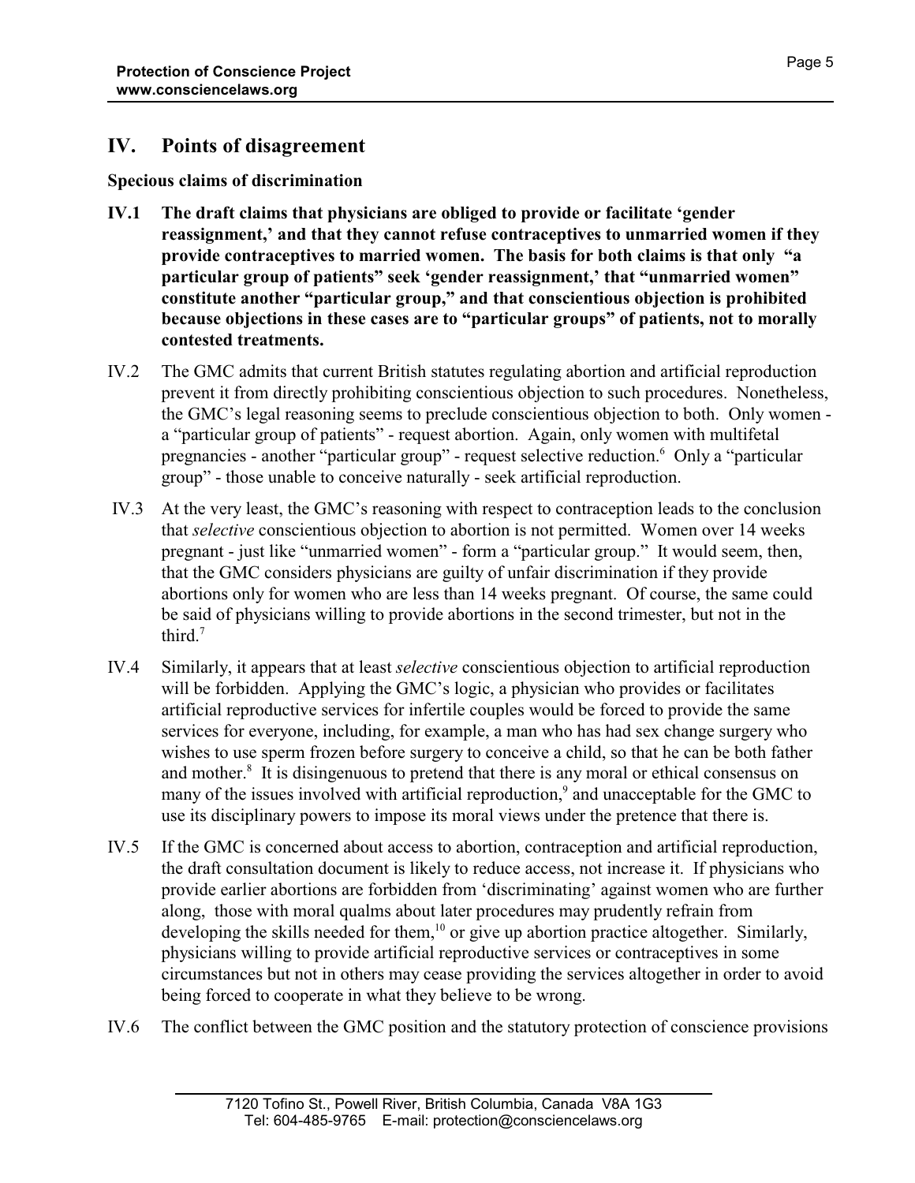## IV. Points of disagreement

**Specious claims of discrimination**

**IV.1 The draft claims that physicians are obliged to provide or facilitate 'gender reassignment,' and that they cannot refuse contraceptives to unmarried women if they provide contraceptives to married women. The basis for both claims is that only "a particular group of patients" seek 'gender reassignment,' that "unmarried women" constitute another "particular group," and that conscientious objection is prohibited because objections in these cases are to "particular groups" of patients, not to morally contested treatments.**

IV.2 The GMC admits that current British statutes regulating abortion and artificial reproduction prevent it from directly prohibiting conscientious objection to such procedures. Nonetheless, the GMC's legal reasoning seems to preclude conscientious objection to both. Only women - a "particular group of patients" - request abortion. Again, only women with multifetal pregnancies - another "particular group" - request selective reduction.[6] Only a "particular group" - those unable to conceive naturally - seek artificial reproduction.

IV.3 At the very least, the GMC's reasoning with respect to contraception leads to the conclusion that *selective* conscientious objection to abortion is not permitted. Women over 14 weeks pregnant - just like "unmarried women" - form a "particular group." It would seem, then, that the GMC considers physicians are guilty of unfair discrimination if they provide abortions only for women who are less than 14 weeks pregnant. Of course, the same could be said of physicians willing to provide abortions in the second trimester, but not in the third.[7]

IV.4 Similarly, it appears that at least *selective* conscientious objection to artificial reproduction will be forbidden. Applying the GMC's logic, a physician who provides or facilitates artificial reproductive services for infertile couples would be forced to provide the same services for everyone, including, for example, a man who has had sex change surgery who wishes to use sperm frozen before surgery to conceive a child, so that he can be both father and mother.[8] It is disingenuous to pretend that there is any moral or ethical consensus on many of the issues involved with artificial reproduction,[9] and unacceptable for the GMC to use its disciplinary powers to impose its moral views under the pretence that there is.

IV.5 If the GMC is concerned about access to abortion, contraception and artificial reproduction, the draft consultation document is likely to reduce access, not increase it. If physicians who provide earlier abortions are forbidden from 'discriminating' against women who are further along, those with moral qualms about later procedures may prudently refrain from developing the skills needed for them,[10] or give up abortion practice altogether. Similarly, physicians willing to provide artificial reproductive services or contraceptives in some circumstances but not in others may cease providing the services altogether in order to avoid being forced to cooperate in what they believe to be wrong.

IV.6 The conflict between the GMC position and the statutory protection of conscience provisions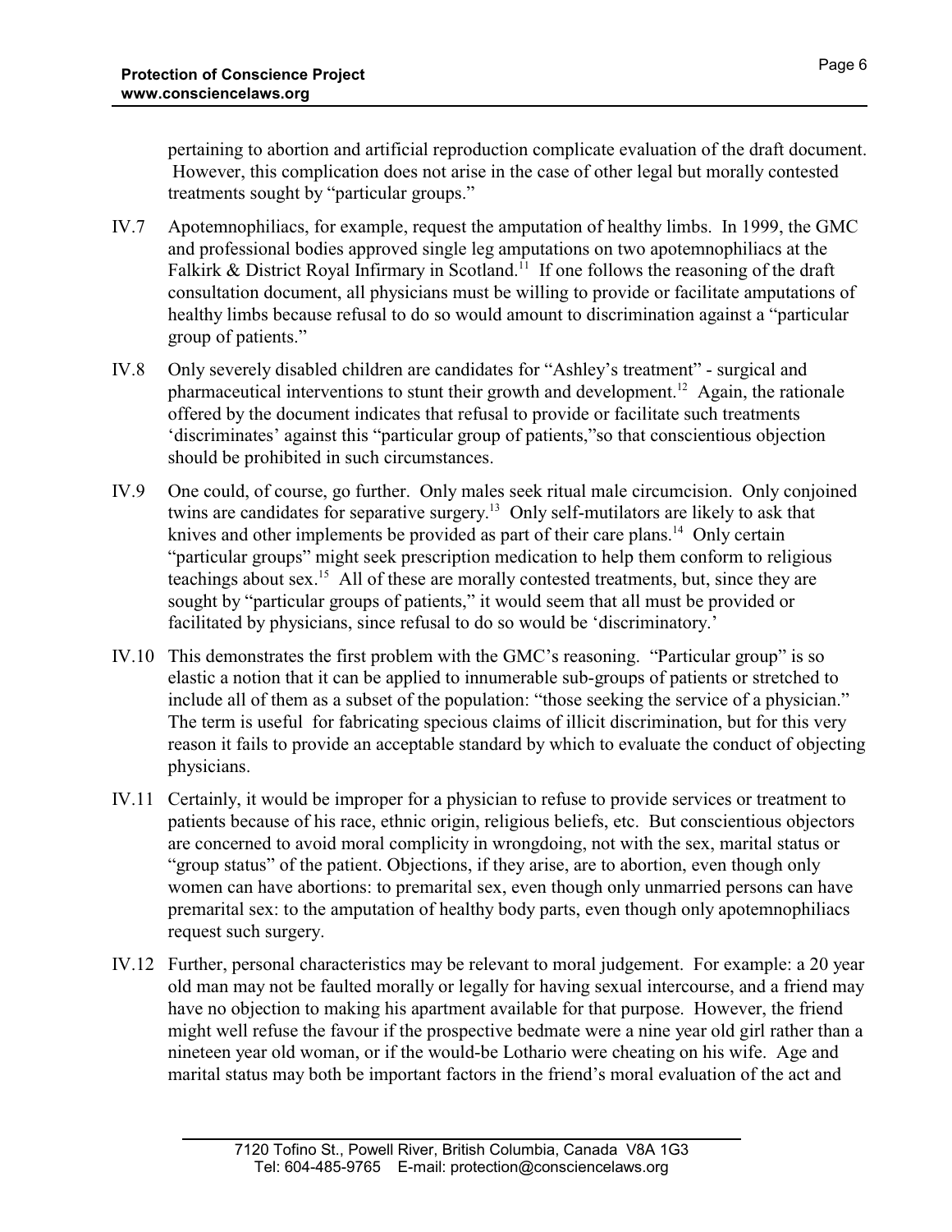pertaining to abortion and artificial reproduction complicate evaluation of the draft document. However, this complication does not arise in the case of other legal but morally contested treatments sought by "particular groups."

IV.7 Apotemnophiliacs, for example, request the amputation of healthy limbs. In 1999, the GMC and professional bodies approved single leg amputations on two apotemnophiliacs at the Falkirk & District Royal Infirmary in Scotland.[11] If one follows the reasoning of the draft consultation document, all physicians must be willing to provide or facilitate amputations of healthy limbs because refusal to do so would amount to discrimination against a "particular group of patients."

IV.8 Only severely disabled children are candidates for "Ashley's treatment" - surgical and pharmaceutical interventions to stunt their growth and development.[12] Again, the rationale offered by the document indicates that refusal to provide or facilitate such treatments 'discriminates' against this "particular group of patients,"so that conscientious objection should be prohibited in such circumstances.

IV.9 One could, of course, go further. Only males seek ritual male circumcision. Only conjoined twins are candidates for separative surgery.[13] Only self-mutilators are likely to ask that knives and other implements be provided as part of their care plans.[14] Only certain "particular groups" might seek prescription medication to help them conform to religious teachings about sex.[15] All of these are morally contested treatments, but, since they are sought by "particular groups of patients," it would seem that all must be provided or facilitated by physicians, since refusal to do so would be 'discriminatory.'

IV.10 This demonstrates the first problem with the GMC's reasoning. "Particular group" is so elastic a notion that it can be applied to innumerable sub-groups of patients or stretched to include all of them as a subset of the population: "those seeking the service of a physician." The term is useful for fabricating specious claims of illicit discrimination, but for this very reason it fails to provide an acceptable standard by which to evaluate the conduct of objecting physicians.

IV.11 Certainly, it would be improper for a physician to refuse to provide services or treatment to patients because of his race, ethnic origin, religious beliefs, etc. But conscientious objectors are concerned to avoid moral complicity in wrongdoing, not with the sex, marital status or "group status" of the patient. Objections, if they arise, are to abortion, even though only women can have abortions: to premarital sex, even though only unmarried persons can have premarital sex: to the amputation of healthy body parts, even though only apotemnophiliacs request such surgery.

IV.12 Further, personal characteristics may be relevant to moral judgement. For example: a 20 year old man may not be faulted morally or legally for having sexual intercourse, and a friend may have no objection to making his apartment available for that purpose. However, the friend might well refuse the favour if the prospective bedmate were a nine year old girl rather than a nineteen year old woman, or if the would-be Lothario were cheating on his wife. Age and marital status may both be important factors in the friend's moral evaluation of the act and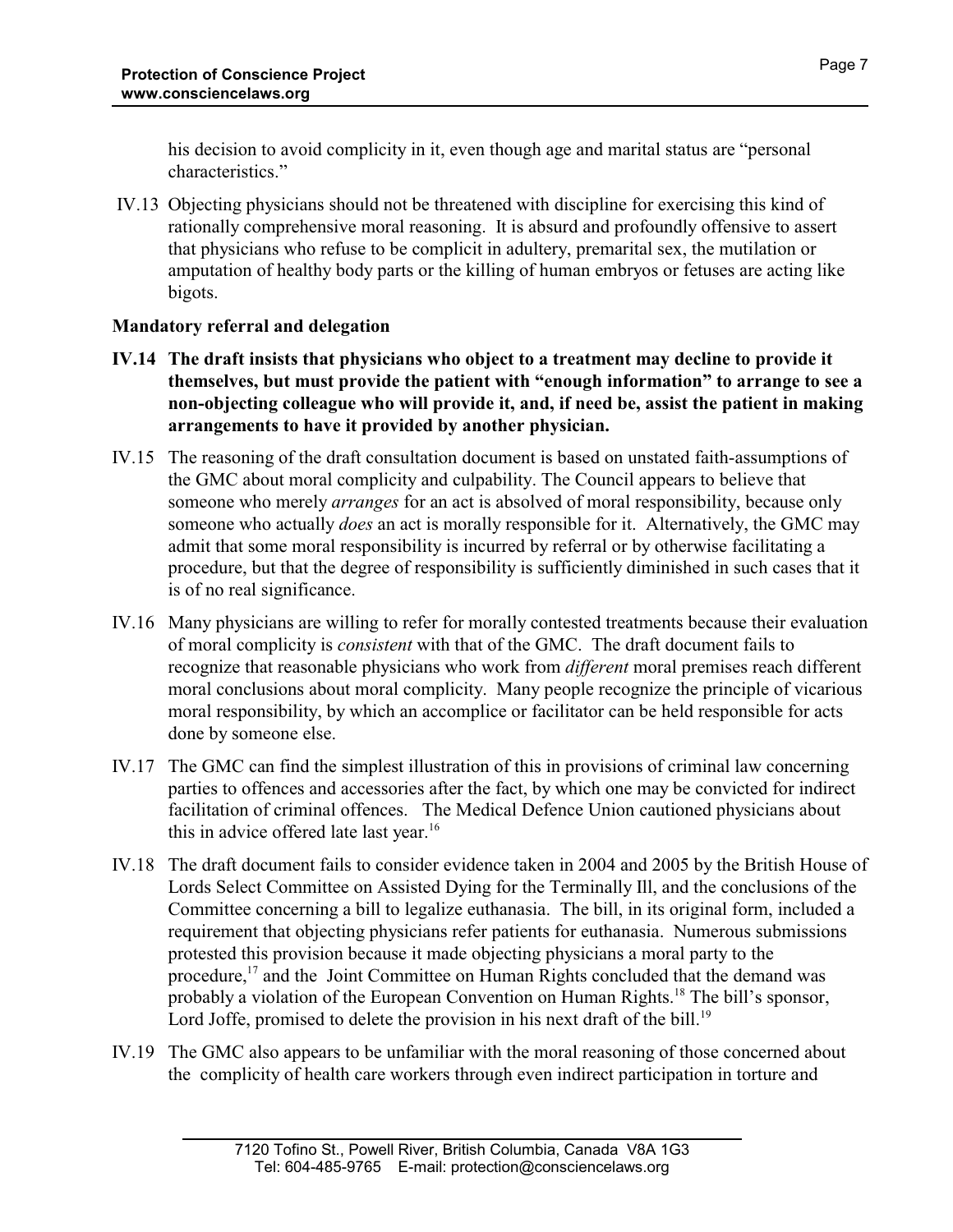his decision to avoid complicity in it, even though age and marital status are "personal characteristics."

IV.13 Objecting physicians should not be threatened with discipline for exercising this kind of rationally comprehensive moral reasoning. It is absurd and profoundly offensive to assert that physicians who refuse to be complicit in adultery, premarital sex, the mutilation or amputation of healthy body parts or the killing of human embryos or fetuses are acting like bigots.

**Mandatory referral and delegation**

**IV.14 The draft insists that physicians who object to a treatment may decline to provide it themselves, but must provide the patient with "enough information" to arrange to see a non-objecting colleague who will provide it, and, if need be, assist the patient in making arrangements to have it provided by another physician.**

IV.15 The reasoning of the draft consultation document is based on unstated faith-assumptions of the GMC about moral complicity and culpability. The Council appears to believe that someone who merely *arranges* for an act is absolved of moral responsibility, because only someone who actually *does* an act is morally responsible for it. Alternatively, the GMC may admit that some moral responsibility is incurred by referral or by otherwise facilitating a procedure, but that the degree of responsibility is sufficiently diminished in such cases that it is of no real significance.

IV.16 Many physicians are willing to refer for morally contested treatments because their evaluation of moral complicity is *consistent* with that of the GMC. The draft document fails to recognize that reasonable physicians who work from *different* moral premises reach different moral conclusions about moral complicity. Many people recognize the principle of vicarious moral responsibility, by which an accomplice or facilitator can be held responsible for acts done by someone else.

IV.17 The GMC can find the simplest illustration of this in provisions of criminal law concerning parties to offences and accessories after the fact, by which one may be convicted for indirect facilitation of criminal offences. The Medical Defence Union cautioned physicians about this in advice offered late last year.[16]

IV.18 The draft document fails to consider evidence taken in 2004 and 2005 by the British House of Lords Select Committee on Assisted Dying for the Terminally Ill, and the conclusions of the Committee concerning a bill to legalize euthanasia. The bill, in its original form, included a requirement that objecting physicians refer patients for euthanasia. Numerous submissions protested this provision because it made objecting physicians a moral party to the procedure,[17] and the Joint Committee on Human Rights concluded that the demand was probably a violation of the European Convention on Human Rights.[18] The bill's sponsor, Lord Joffe, promised to delete the provision in his next draft of the bill.[19]

IV.19 The GMC also appears to be unfamiliar with the moral reasoning of those concerned about the complicity of health care workers through even indirect participation in torture and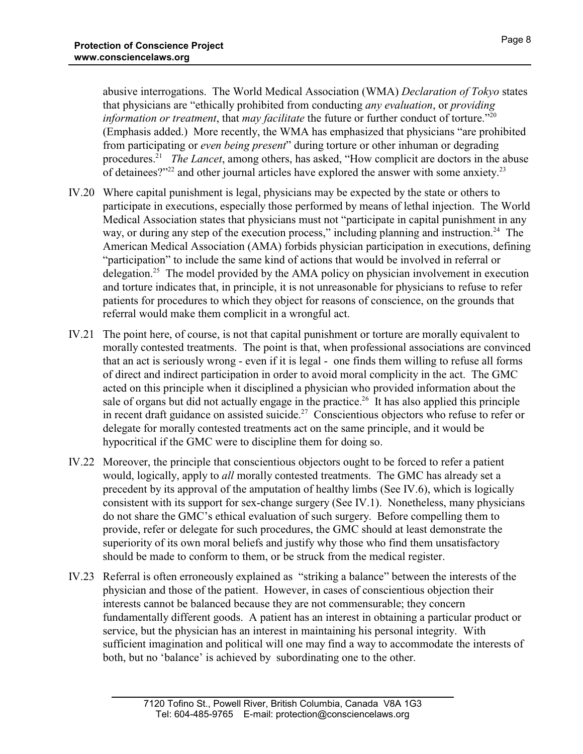abusive interrogations. The World Medical Association (WMA) *Declaration of Tokyo* states that physicians are "ethically prohibited from conducting *any evaluation*, or *providing information or treatment*, that *may facilitate* the future or further conduct of torture."[20] (Emphasis added.) More recently, the WMA has emphasized that physicians "are prohibited from participating or *even being present*" during torture or other inhuman or degrading procedures.[21] *The Lancet*, among others, has asked, "How complicit are doctors in the abuse of detainees?"[22] and other journal articles have explored the answer with some anxiety.[23]

IV.20 Where capital punishment is legal, physicians may be expected by the state or others to participate in executions, especially those performed by means of lethal injection. The World Medical Association states that physicians must not "participate in capital punishment in any way, or during any step of the execution process," including planning and instruction.[24] The American Medical Association (AMA) forbids physician participation in executions, defining "participation" to include the same kind of actions that would be involved in referral or delegation.[25] The model provided by the AMA policy on physician involvement in execution and torture indicates that, in principle, it is not unreasonable for physicians to refuse to refer patients for procedures to which they object for reasons of conscience, on the grounds that referral would make them complicit in a wrongful act.

IV.21 The point here, of course, is not that capital punishment or torture are morally equivalent to morally contested treatments. The point is that, when professional associations are convinced that an act is seriously wrong - even if it is legal - one finds them willing to refuse all forms of direct and indirect participation in order to avoid moral complicity in the act. The GMC acted on this principle when it disciplined a physician who provided information about the sale of organs but did not actually engage in the practice.[26] It has also applied this principle in recent draft guidance on assisted suicide.[27] Conscientious objectors who refuse to refer or delegate for morally contested treatments act on the same principle, and it would be hypocritical if the GMC were to discipline them for doing so.

IV.22 Moreover, the principle that conscientious objectors ought to be forced to refer a patient would, logically, apply to *all* morally contested treatments. The GMC has already set a precedent by its approval of the amputation of healthy limbs (See IV.6), which is logically consistent with its support for sex-change surgery (See IV.1). Nonetheless, many physicians do not share the GMC's ethical evaluation of such surgery. Before compelling them to provide, refer or delegate for such procedures, the GMC should at least demonstrate the superiority of its own moral beliefs and justify why those who find them unsatisfactory should be made to conform to them, or be struck from the medical register.

IV.23 Referral is often erroneously explained as "striking a balance" between the interests of the physician and those of the patient. However, in cases of conscientious objection their interests cannot be balanced because they are not commensurable; they concern fundamentally different goods. A patient has an interest in obtaining a particular product or service, but the physician has an interest in maintaining his personal integrity. With sufficient imagination and political will one may find a way to accommodate the interests of both, but no 'balance' is achieved by subordinating one to the other.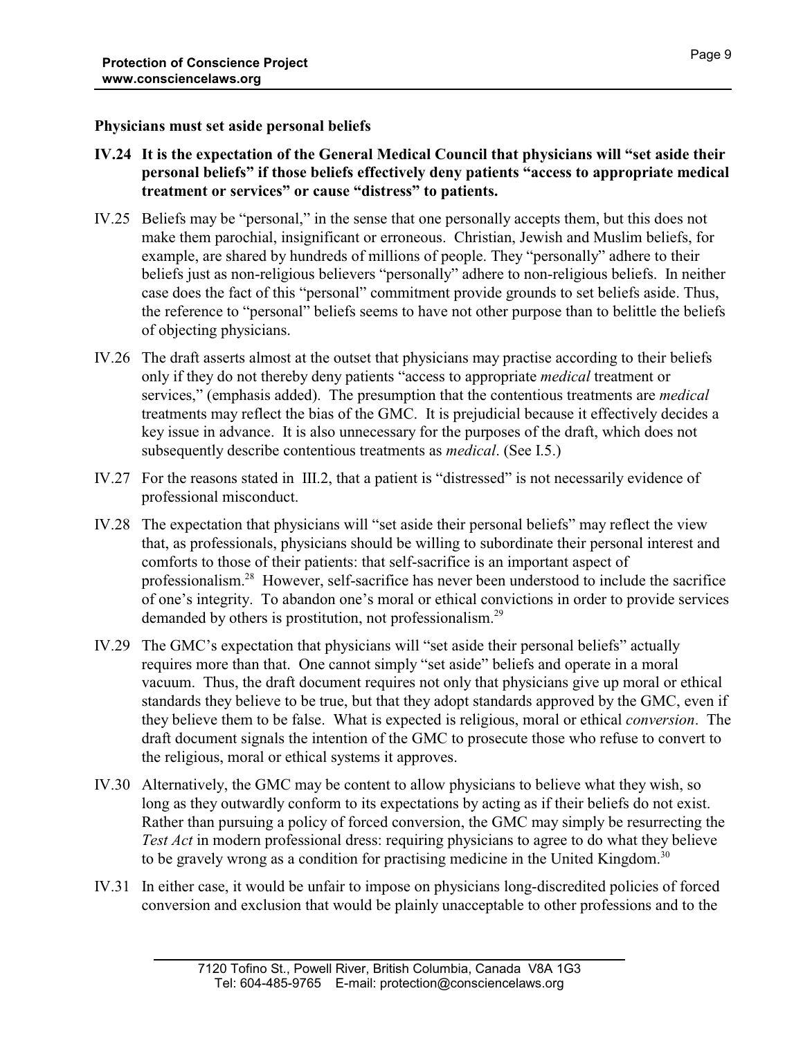**Physicians must set aside personal beliefs**

**IV.24 It is the expectation of the General Medical Council that physicians will "set aside their personal beliefs" if those beliefs effectively deny patients "access to appropriate medical treatment or services" or cause "distress" to patients.**

IV.25 Beliefs may be "personal," in the sense that one personally accepts them, but this does not make them parochial, insignificant or erroneous. Christian, Jewish and Muslim beliefs, for example, are shared by hundreds of millions of people. They "personally" adhere to their beliefs just as non-religious believers "personally" adhere to non-religious beliefs. In neither case does the fact of this "personal" commitment provide grounds to set beliefs aside. Thus, the reference to "personal" beliefs seems to have not other purpose than to belittle the beliefs of objecting physicians.

IV.26 The draft asserts almost at the outset that physicians may practise according to their beliefs only if they do not thereby deny patients "access to appropriate *medical* treatment or services," (emphasis added). The presumption that the contentious treatments are *medical* treatments may reflect the bias of the GMC. It is prejudicial because it effectively decides a key issue in advance. It is also unnecessary for the purposes of the draft, which does not subsequently describe contentious treatments as *medical*. (See I.5.)

IV.27 For the reasons stated in III.2, that a patient is "distressed" is not necessarily evidence of professional misconduct.

IV.28 The expectation that physicians will "set aside their personal beliefs" may reflect the view that, as professionals, physicians should be willing to subordinate their personal interest and comforts to those of their patients: that self-sacrifice is an important aspect of professionalism.[28] However, self-sacrifice has never been understood to include the sacrifice of one's integrity. To abandon one's moral or ethical convictions in order to provide services demanded by others is prostitution, not professionalism.[29]

IV.29 The GMC's expectation that physicians will "set aside their personal beliefs" actually requires more than that. One cannot simply "set aside" beliefs and operate in a moral vacuum. Thus, the draft document requires not only that physicians give up moral or ethical standards they believe to be true, but that they adopt standards approved by the GMC, even if they believe them to be false. What is expected is religious, moral or ethical *conversion*. The draft document signals the intention of the GMC to prosecute those who refuse to convert to the religious, moral or ethical systems it approves.

IV.30 Alternatively, the GMC may be content to allow physicians to believe what they wish, so long as they outwardly conform to its expectations by acting as if their beliefs do not exist. Rather than pursuing a policy of forced conversion, the GMC may simply be resurrecting the *Test Act* in modern professional dress: requiring physicians to agree to do what they believe to be gravely wrong as a condition for practising medicine in the United Kingdom.[30]

IV.31 In either case, it would be unfair to impose on physicians long-discredited policies of forced conversion and exclusion that would be plainly unacceptable to other professions and to the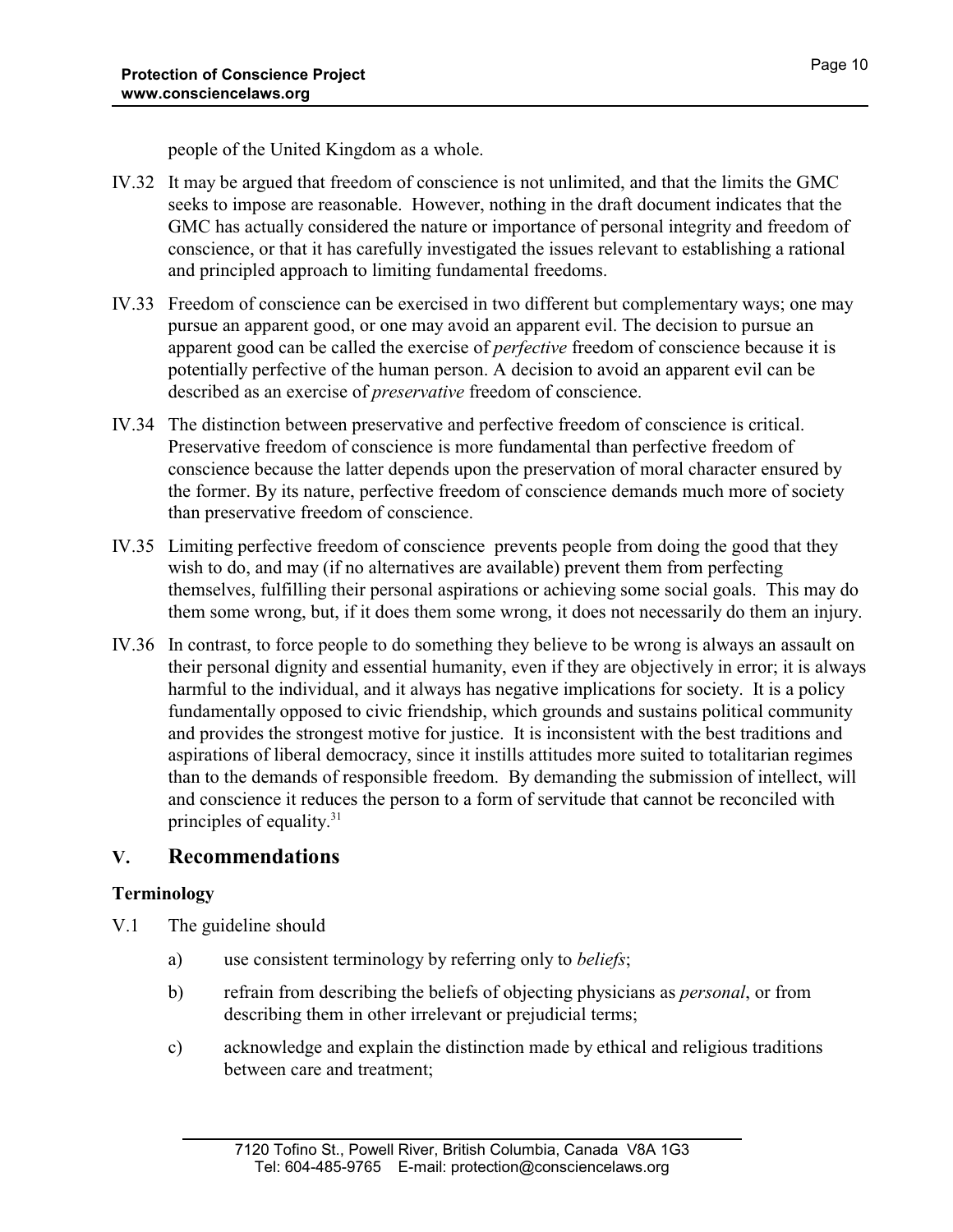people of the United Kingdom as a whole.

IV.32 It may be argued that freedom of conscience is not unlimited, and that the limits the GMC seeks to impose are reasonable. However, nothing in the draft document indicates that the GMC has actually considered the nature or importance of personal integrity and freedom of conscience, or that it has carefully investigated the issues relevant to establishing a rational and principled approach to limiting fundamental freedoms.

IV.33 Freedom of conscience can be exercised in two different but complementary ways; one may pursue an apparent good, or one may avoid an apparent evil. The decision to pursue an apparent good can be called the exercise of *perfective* freedom of conscience because it is potentially perfective of the human person. A decision to avoid an apparent evil can be described as an exercise of *preservative* freedom of conscience.

IV.34 The distinction between preservative and perfective freedom of conscience is critical. Preservative freedom of conscience is more fundamental than perfective freedom of conscience because the latter depends upon the preservation of moral character ensured by the former. By its nature, perfective freedom of conscience demands much more of society than preservative freedom of conscience.

IV.35 Limiting perfective freedom of conscience prevents people from doing the good that they wish to do, and may (if no alternatives are available) prevent them from perfecting themselves, fulfilling their personal aspirations or achieving some social goals. This may do them some wrong, but, if it does them some wrong, it does not necessarily do them an injury.

IV.36 In contrast, to force people to do something they believe to be wrong is always an assault on their personal dignity and essential humanity, even if they are objectively in error; it is always harmful to the individual, and it always has negative implications for society. It is a policy fundamentally opposed to civic friendship, which grounds and sustains political community and provides the strongest motive for justice. It is inconsistent with the best traditions and aspirations of liberal democracy, since it instills attitudes more suited to totalitarian regimes than to the demands of responsible freedom. By demanding the submission of intellect, will and conscience it reduces the person to a form of servitude that cannot be reconciled with principles of equality.[31]

## V. Recommendations

### Terminology

V.1 The guideline should

a) use consistent terminology by referring only to *beliefs*;

b) refrain from describing the beliefs of objecting physicians as *personal*, or from describing them in other irrelevant or prejudicial terms;

c) acknowledge and explain the distinction made by ethical and religious traditions between care and treatment;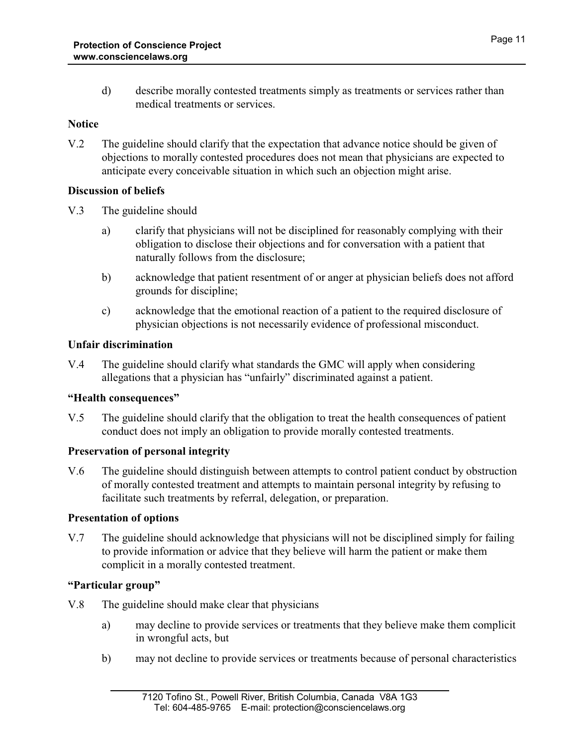d) describe morally contested treatments simply as treatments or services rather than medical treatments or services.

**Notice**

V.2 The guideline should clarify that the expectation that advance notice should be given of objections to morally contested procedures does not mean that physicians are expected to anticipate every conceivable situation in which such an objection might arise.

**Discussion of beliefs**

V.3 The guideline should

a) clarify that physicians will not be disciplined for reasonably complying with their obligation to disclose their objections and for conversation with a patient that naturally follows from the disclosure;

b) acknowledge that patient resentment of or anger at physician beliefs does not afford grounds for discipline;

c) acknowledge that the emotional reaction of a patient to the required disclosure of physician objections is not necessarily evidence of professional misconduct.

**Unfair discrimination**

V.4 The guideline should clarify what standards the GMC will apply when considering allegations that a physician has "unfairly" discriminated against a patient.

**"Health consequences"**

V.5 The guideline should clarify that the obligation to treat the health consequences of patient conduct does not imply an obligation to provide morally contested treatments.

**Preservation of personal integrity**

V.6 The guideline should distinguish between attempts to control patient conduct by obstruction of morally contested treatment and attempts to maintain personal integrity by refusing to facilitate such treatments by referral, delegation, or preparation.

**Presentation of options**

V.7 The guideline should acknowledge that physicians will not be disciplined simply for failing to provide information or advice that they believe will harm the patient or make them complicit in a morally contested treatment.

**"Particular group"**

V.8 The guideline should make clear that physicians

a) may decline to provide services or treatments that they believe make them complicit in wrongful acts, but

b) may not decline to provide services or treatments because of personal characteristics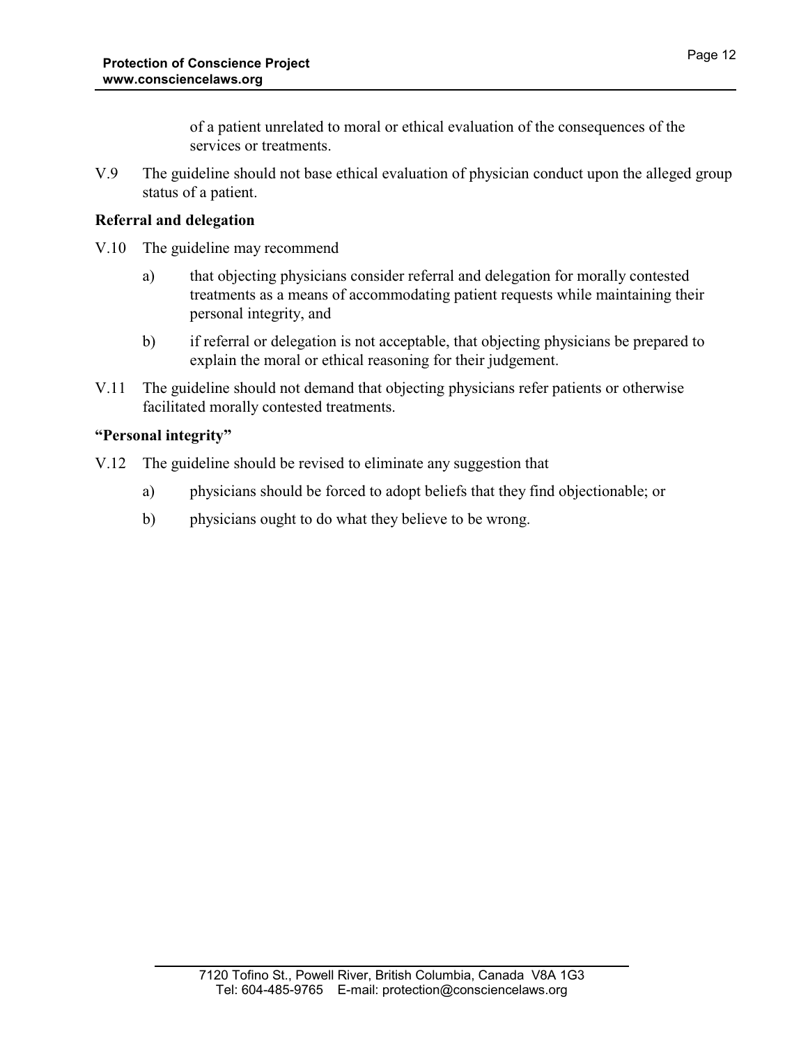of a patient unrelated to moral or ethical evaluation of the consequences of the services or treatments.

V.9 The guideline should not base ethical evaluation of physician conduct upon the alleged group status of a patient.

**Referral and delegation**

V.10 The guideline may recommend

- a) that objecting physicians consider referral and delegation for morally contested treatments as a means of accommodating patient requests while maintaining their personal integrity, and
- b) if referral or delegation is not acceptable, that objecting physicians be prepared to explain the moral or ethical reasoning for their judgement.

V.11 The guideline should not demand that objecting physicians refer patients or otherwise facilitated morally contested treatments.

**"Personal integrity"**

V.12 The guideline should be revised to eliminate any suggestion that

- a) physicians should be forced to adopt beliefs that they find objectionable; or
- b) physicians ought to do what they believe to be wrong.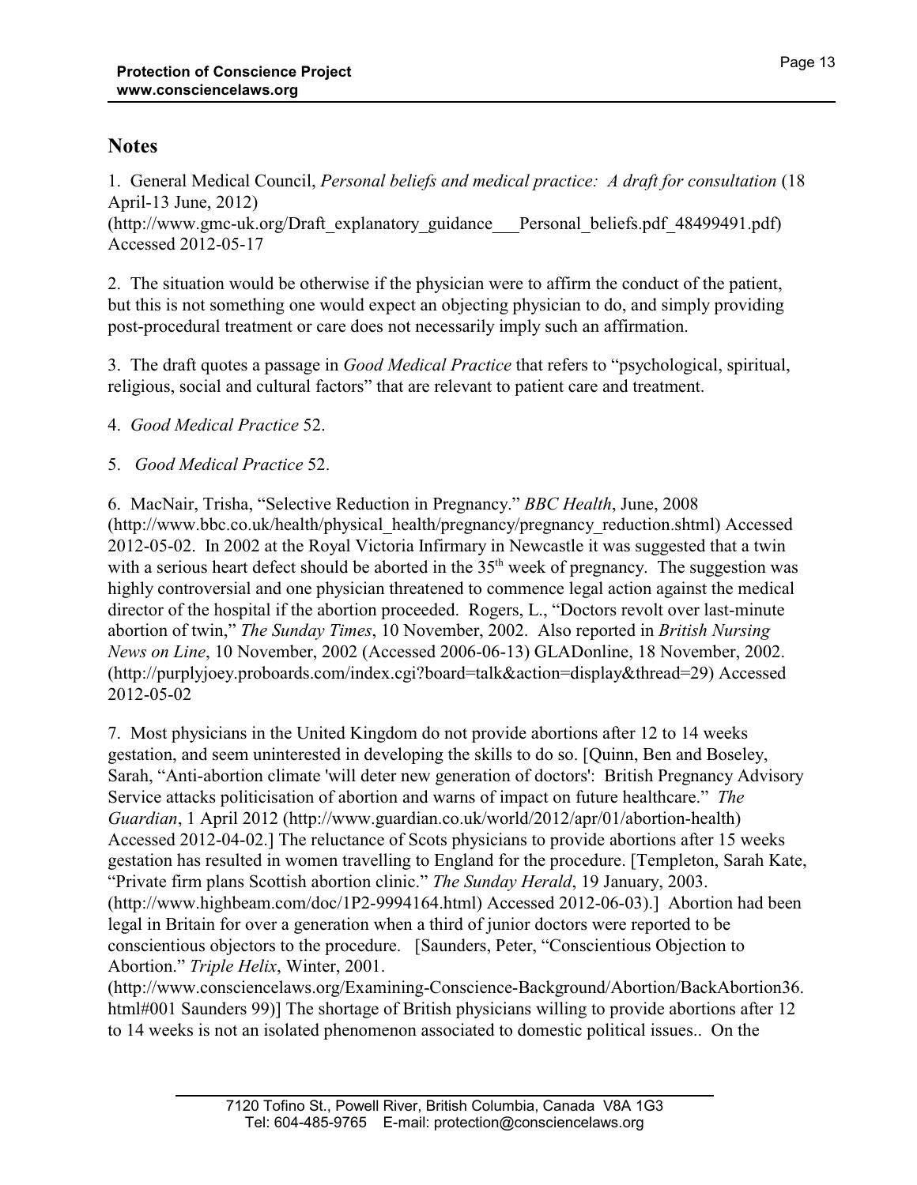## Notes

1. General Medical Council, *Personal beliefs and medical practice: A draft for consultation* (18 April-13 June, 2012) (http://www.gmc-uk.org/Draft_explanatory_guidance___Personal_beliefs.pdf_48499491.pdf) Accessed 2012-05-17

2. The situation would be otherwise if the physician were to affirm the conduct of the patient, but this is not something one would expect an objecting physician to do, and simply providing post-procedural treatment or care does not necessarily imply such an affirmation.

3. The draft quotes a passage in *Good Medical Practice* that refers to "psychological, spiritual, religious, social and cultural factors" that are relevant to patient care and treatment.

4. *Good Medical Practice* 52.

5. *Good Medical Practice* 52.

6. MacNair, Trisha, "Selective Reduction in Pregnancy." *BBC Health*, June, 2008 (http://www.bbc.co.uk/health/physical_health/pregnancy/pregnancy_reduction.shtml) Accessed 2012-05-02. In 2002 at the Royal Victoria Infirmary in Newcastle it was suggested that a twin with a serious heart defect should be aborted in the 35th week of pregnancy. The suggestion was highly controversial and one physician threatened to commence legal action against the medical director of the hospital if the abortion proceeded. Rogers, L., "Doctors revolt over last-minute abortion of twin," *The Sunday Times*, 10 November, 2002. Also reported in *British Nursing News on Line*, 10 November, 2002 (Accessed 2006-06-13) GLADonline, 18 November, 2002. (http://purplyjoey.proboards.com/index.cgi?board=talk&action=display&thread=29) Accessed 2012-05-02

7. Most physicians in the United Kingdom do not provide abortions after 12 to 14 weeks gestation, and seem uninterested in developing the skills to do so. [Quinn, Ben and Boseley, Sarah, "Anti-abortion climate 'will deter new generation of doctors': British Pregnancy Advisory Service attacks politicisation of abortion and warns of impact on future healthcare." *The Guardian*, 1 April 2012 (http://www.guardian.co.uk/world/2012/apr/01/abortion-health) Accessed 2012-04-02.] The reluctance of Scots physicians to provide abortions after 15 weeks gestation has resulted in women travelling to England for the procedure. [Templeton, Sarah Kate, "Private firm plans Scottish abortion clinic." *The Sunday Herald*, 19 January, 2003. (http://www.highbeam.com/doc/1P2-9994164.html) Accessed 2012-06-03).] Abortion had been legal in Britain for over a generation when a third of junior doctors were reported to be conscientious objectors to the procedure. [Saunders, Peter, "Conscientious Objection to Abortion." *Triple Helix*, Winter, 2001. (http://www.consciencelaws.org/Examining-Conscience-Background/Abortion/BackAbortion36.html#001 Saunders 99)] The shortage of British physicians willing to provide abortions after 12 to 14 weeks is not an isolated phenomenon associated to domestic political issues.. On the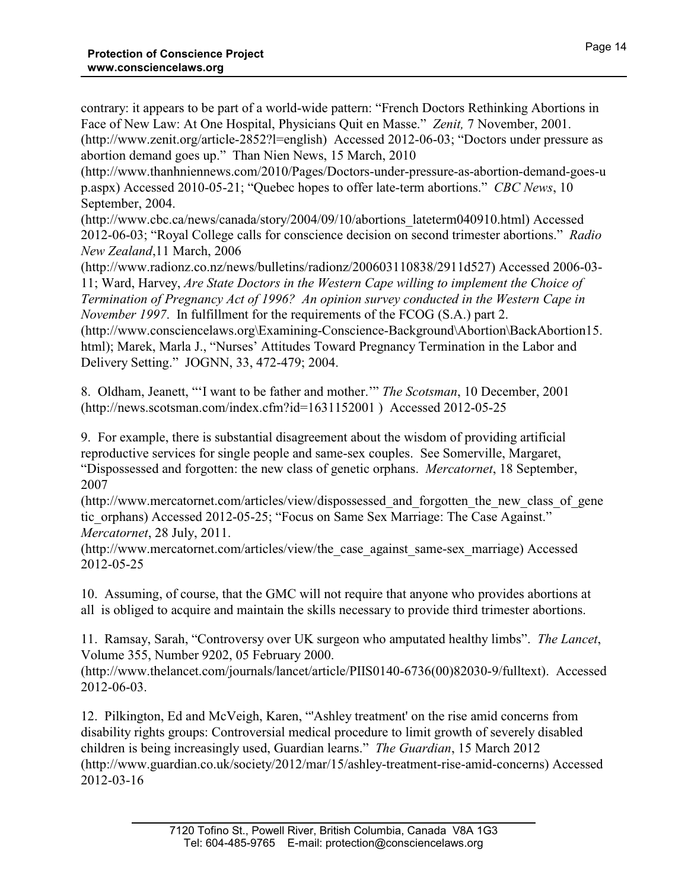contrary: it appears to be part of a world-wide pattern: "French Doctors Rethinking Abortions in Face of New Law: At One Hospital, Physicians Quit en Masse." *Zenit,* 7 November, 2001. (http://www.zenit.org/article-2852?l=english) Accessed 2012-06-03; "Doctors under pressure as abortion demand goes up." Than Nien News, 15 March, 2010 (http://www.thanhniennews.com/2010/Pages/Doctors-under-pressure-as-abortion-demand-goes-up.aspx) Accessed 2010-05-21; "Quebec hopes to offer late-term abortions." *CBC News*, 10 September, 2004. (http://www.cbc.ca/news/canada/story/2004/09/10/abortions_lateterm040910.html) Accessed 2012-06-03; "Royal College calls for conscience decision on second trimester abortions." *Radio New Zealand*,11 March, 2006 (http://www.radionz.co.nz/news/bulletins/radionz/200603110838/2911d527) Accessed 2006-03-11; Ward, Harvey, *Are State Doctors in the Western Cape willing to implement the Choice of Termination of Pregnancy Act of 1996? An opinion survey conducted in the Western Cape in November 1997*. In fulfillment for the requirements of the FCOG (S.A.) part 2. (http://www.consciencelaws.org\Examining-Conscience-Background\Abortion\BackAbortion15.html); Marek, Marla J., "Nurses' Attitudes Toward Pregnancy Termination in the Labor and Delivery Setting." JOGNN, 33, 472-479; 2004.

8. Oldham, Jeanett, "'I want to be father and mother.'" *The Scotsman*, 10 December, 2001 (http://news.scotsman.com/index.cfm?id=1631152001 ) Accessed 2012-05-25

9. For example, there is substantial disagreement about the wisdom of providing artificial reproductive services for single people and same-sex couples. See Somerville, Margaret, "Dispossessed and forgotten: the new class of genetic orphans. *Mercatornet*, 18 September, 2007 (http://www.mercatornet.com/articles/view/dispossessed_and_forgotten_the_new_class_of_genetic_orphans) Accessed 2012-05-25; "Focus on Same Sex Marriage: The Case Against." *Mercatornet*, 28 July, 2011. (http://www.mercatornet.com/articles/view/the_case_against_same-sex_marriage) Accessed 2012-05-25

10. Assuming, of course, that the GMC will not require that anyone who provides abortions at all is obliged to acquire and maintain the skills necessary to provide third trimester abortions.

11. Ramsay, Sarah, "Controversy over UK surgeon who amputated healthy limbs". *The Lancet*, Volume 355, Number 9202, 05 February 2000. (http://www.thelancet.com/journals/lancet/article/PIIS0140-6736(00)82030-9/fulltext). Accessed 2012-06-03.

12. Pilkington, Ed and McVeigh, Karen, "'Ashley treatment' on the rise amid concerns from disability rights groups: Controversial medical procedure to limit growth of severely disabled children is being increasingly used, Guardian learns." *The Guardian*, 15 March 2012 (http://www.guardian.co.uk/society/2012/mar/15/ashley-treatment-rise-amid-concerns) Accessed 2012-03-16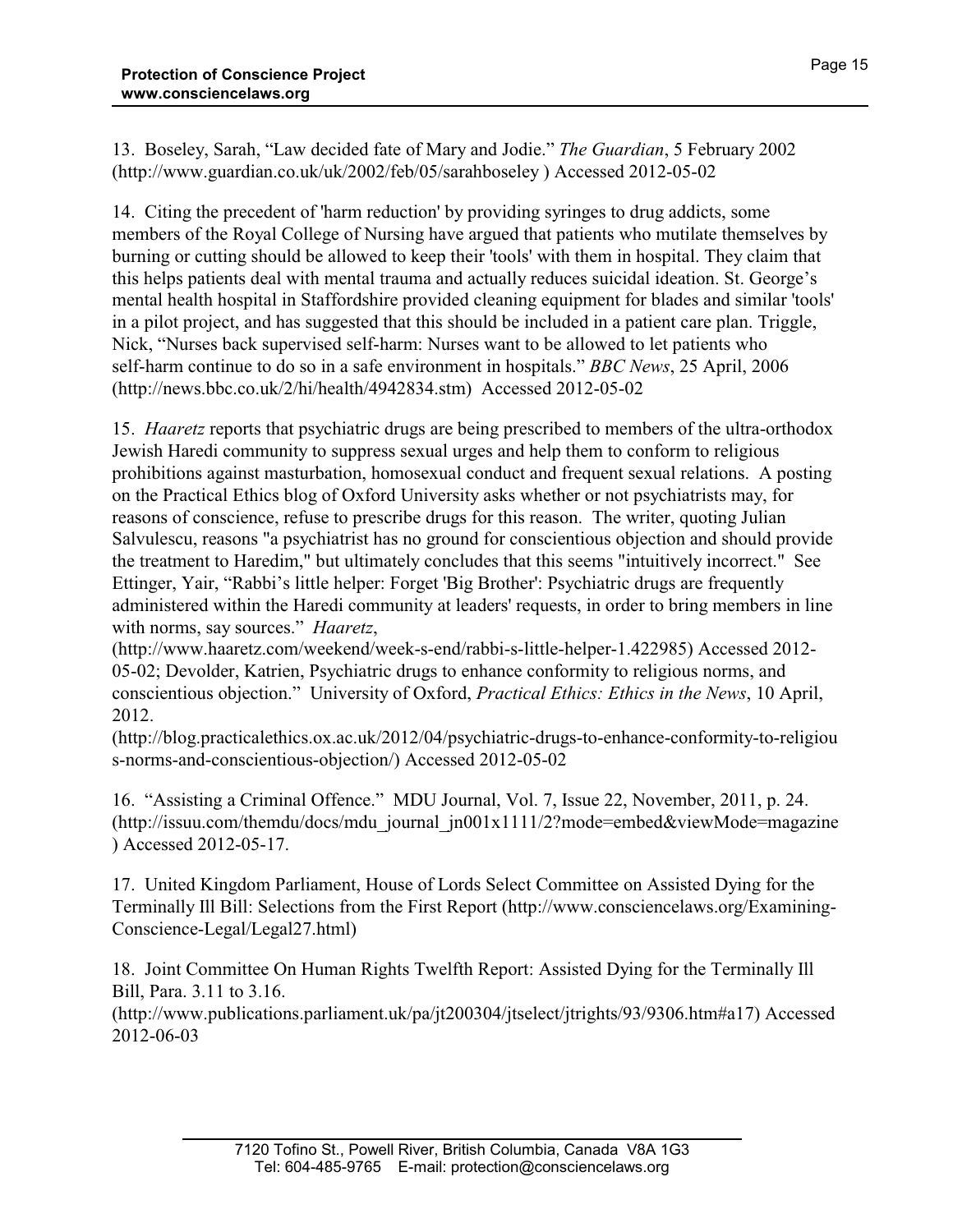13. Boseley, Sarah, "Law decided fate of Mary and Jodie." *The Guardian*, 5 February 2002 (http://www.guardian.co.uk/uk/2002/feb/05/sarahboseley ) Accessed 2012-05-02

14. Citing the precedent of 'harm reduction' by providing syringes to drug addicts, some members of the Royal College of Nursing have argued that patients who mutilate themselves by burning or cutting should be allowed to keep their 'tools' with them in hospital. They claim that this helps patients deal with mental trauma and actually reduces suicidal ideation. St. George's mental health hospital in Staffordshire provided cleaning equipment for blades and similar 'tools' in a pilot project, and has suggested that this should be included in a patient care plan. Triggle, Nick, "Nurses back supervised self-harm: Nurses want to be allowed to let patients who self-harm continue to do so in a safe environment in hospitals." *BBC News*, 25 April, 2006 (http://news.bbc.co.uk/2/hi/health/4942834.stm) Accessed 2012-05-02

15. *Haaretz* reports that psychiatric drugs are being prescribed to members of the ultra-orthodox Jewish Haredi community to suppress sexual urges and help them to conform to religious prohibitions against masturbation, homosexual conduct and frequent sexual relations. A posting on the Practical Ethics blog of Oxford University asks whether or not psychiatrists may, for reasons of conscience, refuse to prescribe drugs for this reason. The writer, quoting Julian Salvulescu, reasons "a psychiatrist has no ground for conscientious objection and should provide the treatment to Haredim," but ultimately concludes that this seems "intuitively incorrect." See Ettinger, Yair, "Rabbi's little helper: Forget 'Big Brother': Psychiatric drugs are frequently administered within the Haredi community at leaders' requests, in order to bring members in line with norms, say sources." *Haaretz*, (http://www.haaretz.com/weekend/week-s-end/rabbi-s-little-helper-1.422985) Accessed 2012-05-02; Devolder, Katrien, Psychiatric drugs to enhance conformity to religious norms, and conscientious objection." University of Oxford, *Practical Ethics: Ethics in the News*, 10 April, 2012. (http://blog.practicalethics.ox.ac.uk/2012/04/psychiatric-drugs-to-enhance-conformity-to-religious-norms-and-conscientious-objection/) Accessed 2012-05-02

16. "Assisting a Criminal Offence." MDU Journal, Vol. 7, Issue 22, November, 2011, p. 24. (http://issuu.com/themdu/docs/mdu_journal_jn001x1111/2?mode=embed&viewMode=magazine ) Accessed 2012-05-17.

17. United Kingdom Parliament, House of Lords Select Committee on Assisted Dying for the Terminally Ill Bill: Selections from the First Report (http://www.consciencelaws.org/Examining-Conscience-Legal/Legal27.html)

18. Joint Committee On Human Rights Twelfth Report: Assisted Dying for the Terminally Ill Bill, Para. 3.11 to 3.16. (http://www.publications.parliament.uk/pa/jt200304/jtselect/jtrights/93/9306.htm#a17) Accessed 2012-06-03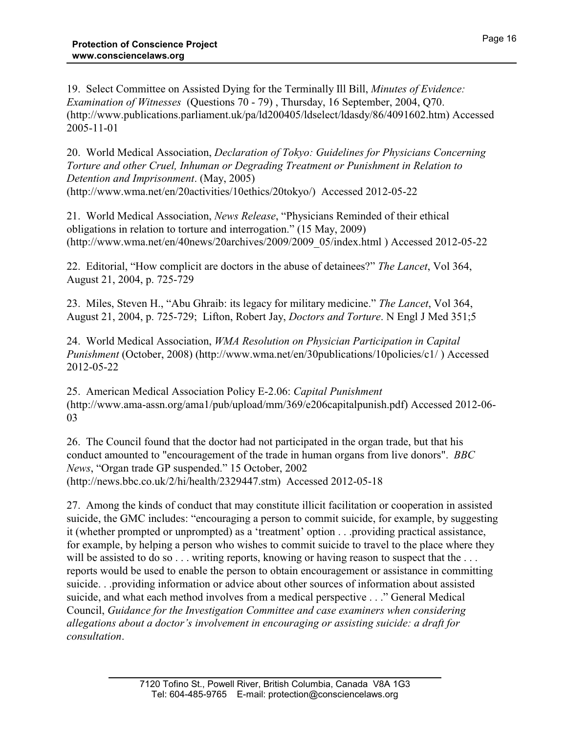19. Select Committee on Assisted Dying for the Terminally Ill Bill, *Minutes of Evidence: Examination of Witnesses* (Questions 70 - 79) , Thursday, 16 September, 2004, Q70. (http://www.publications.parliament.uk/pa/ld200405/ldselect/ldasdy/86/4091602.htm) Accessed 2005-11-01

20. World Medical Association, *Declaration of Tokyo: Guidelines for Physicians Concerning Torture and other Cruel, Inhuman or Degrading Treatment or Punishment in Relation to Detention and Imprisonment*. (May, 2005) (http://www.wma.net/en/20activities/10ethics/20tokyo/) Accessed 2012-05-22

21. World Medical Association, *News Release*, "Physicians Reminded of their ethical obligations in relation to torture and interrogation." (15 May, 2009) (http://www.wma.net/en/40news/20archives/2009/2009_05/index.html ) Accessed 2012-05-22

22. Editorial, "How complicit are doctors in the abuse of detainees?" *The Lancet*, Vol 364, August 21, 2004, p. 725-729

23. Miles, Steven H., "Abu Ghraib: its legacy for military medicine." *The Lancet*, Vol 364, August 21, 2004, p. 725-729; Lifton, Robert Jay, *Doctors and Torture*. N Engl J Med 351;5

24. World Medical Association, *WMA Resolution on Physician Participation in Capital Punishment* (October, 2008) (http://www.wma.net/en/30publications/10policies/c1/ ) Accessed 2012-05-22

25. American Medical Association Policy E-2.06: *Capital Punishment* (http://www.ama-assn.org/ama1/pub/upload/mm/369/e206capitalpunish.pdf) Accessed 2012-06-03

26. The Council found that the doctor had not participated in the organ trade, but that his conduct amounted to "encouragement of the trade in human organs from live donors". *BBC News*, "Organ trade GP suspended." 15 October, 2002 (http://news.bbc.co.uk/2/hi/health/2329447.stm) Accessed 2012-05-18

27. Among the kinds of conduct that may constitute illicit facilitation or cooperation in assisted suicide, the GMC includes: "encouraging a person to commit suicide, for example, by suggesting it (whether prompted or unprompted) as a 'treatment' option . . .providing practical assistance, for example, by helping a person who wishes to commit suicide to travel to the place where they will be assisted to do so . . . writing reports, knowing or having reason to suspect that the . . . reports would be used to enable the person to obtain encouragement or assistance in committing suicide. . .providing information or advice about other sources of information about assisted suicide, and what each method involves from a medical perspective . . ." General Medical Council, *Guidance for the Investigation Committee and case examiners when considering allegations about a doctor's involvement in encouraging or assisting suicide: a draft for consultation*.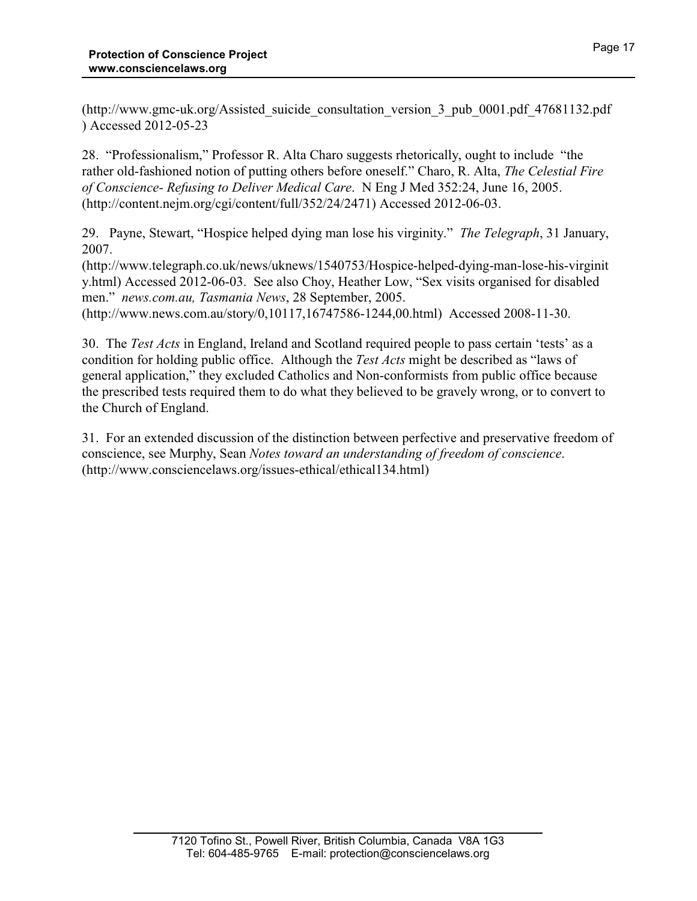(http://www.gmc-uk.org/Assisted_suicide_consultation_version_3_pub_0001.pdf_47681132.pdf ) Accessed 2012-05-23

28. "Professionalism," Professor R. Alta Charo suggests rhetorically, ought to include "the rather old-fashioned notion of putting others before oneself." Charo, R. Alta, *The Celestial Fire of Conscience- Refusing to Deliver Medical Care*. N Eng J Med 352:24, June 16, 2005. (http://content.nejm.org/cgi/content/full/352/24/2471) Accessed 2012-06-03.

29. Payne, Stewart, "Hospice helped dying man lose his virginity." *The Telegraph*, 31 January, 2007. (http://www.telegraph.co.uk/news/uknews/1540753/Hospice-helped-dying-man-lose-his-virginity.html) Accessed 2012-06-03. See also Choy, Heather Low, "Sex visits organised for disabled men." *news.com.au, Tasmania News*, 28 September, 2005. (http://www.news.com.au/story/0,10117,16747586-1244,00.html) Accessed 2008-11-30.

30. The *Test Acts* in England, Ireland and Scotland required people to pass certain 'tests' as a condition for holding public office. Although the *Test Acts* might be described as "laws of general application," they excluded Catholics and Non-conformists from public office because the prescribed tests required them to do what they believed to be gravely wrong, or to convert to the Church of England.

31. For an extended discussion of the distinction between perfective and preservative freedom of conscience, see Murphy, Sean *Notes toward an understanding of freedom of conscience*. (http://www.consciencelaws.org/issues-ethical/ethical134.html)